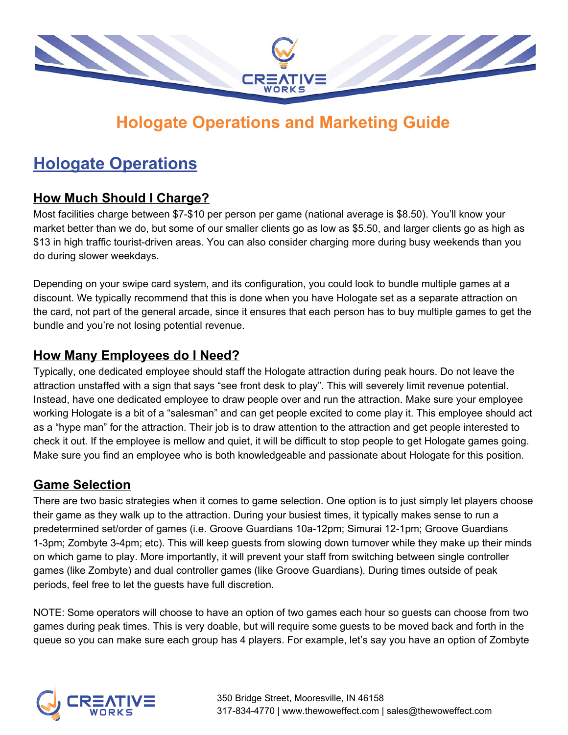# Hologate Operations and Marketing Guide

## Hologate Operations

### How Much Should I Charge?

Most facilities charge between $7-$10 per person per game (national average is $8.50). You'll know your market better than we do, but some of our smaller clients go as low as $5.50, and larger clients go as high as $13 in high traffic tourist-driven areas. You can also consider charging more during busy weekends than you do during slower weekdays.

Depending on your swipe card system, and its configuration, you could look to bundle multiple games at a discount. We typically recommend that this is done when you have Hologate set as a separate attraction on the card, not part of the general arcade, since it ensures that each person has to buy multiple games to get the bundle and you're not losing potential revenue.

### How Many Employees do I Need?

Typically, one dedicated employee should staff the Hologate attraction during peak hours. Do not leave the attraction unstaffed with a sign that says "see front desk to play". This will severely limit revenue potential. Instead, have one dedicated employee to draw people over and run the attraction. Make sure your employee working Hologate is a bit of a "salesman" and can get people excited to come play it. This employee should act as a "hype man" for the attraction. Their job is to draw attention to the attraction and get people interested to check it out. If the employee is mellow and quiet, it will be difficult to stop people to get Hologate games going. Make sure you find an employee who is both knowledgeable and passionate about Hologate for this position.

### Game Selection

There are two basic strategies when it comes to game selection. One option is to just simply let players choose their game as they walk up to the attraction. During your busiest times, it typically makes sense to run a predetermined set/order of games (i.e. Groove Guardians 10a-12pm; Simurai 12-1pm; Groove Guardians 1-3pm; Zombyte 3-4pm; etc). This will keep guests from slowing down turnover while they make up their minds on which game to play. More importantly, it will prevent your staff from switching between single controller games (like Zombyte) and dual controller games (like Groove Guardians). During times outside of peak periods, feel free to let the guests have full discretion.

NOTE: Some operators will choose to have an option of two games each hour so guests can choose from two games during peak times. This is very doable, but will require some guests to be moved back and forth in the queue so you can make sure each group has 4 players. For example, let's say you have an option of Zombyte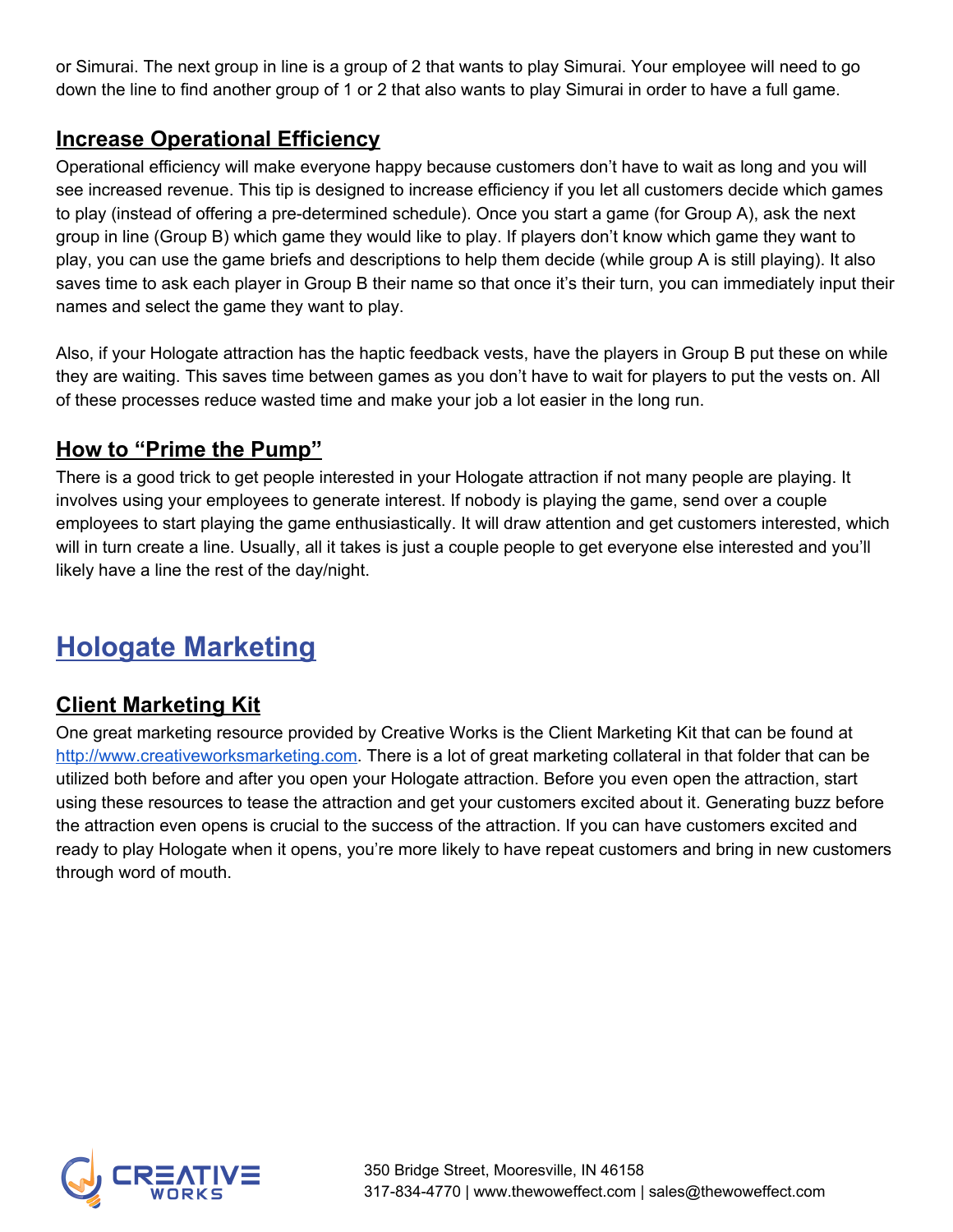or Simurai. The next group in line is a group of 2 that wants to play Simurai. Your employee will need to go down the line to find another group of 1 or 2 that also wants to play Simurai in order to have a full game.

### Increase Operational Efficiency

Operational efficiency will make everyone happy because customers don't have to wait as long and you will see increased revenue. This tip is designed to increase efficiency if you let all customers decide which games to play (instead of offering a pre-determined schedule). Once you start a game (for Group A), ask the next group in line (Group B) which game they would like to play. If players don't know which game they want to play, you can use the game briefs and descriptions to help them decide (while group A is still playing). It also saves time to ask each player in Group B their name so that once it's their turn, you can immediately input their names and select the game they want to play.

Also, if your Hologate attraction has the haptic feedback vests, have the players in Group B put these on while they are waiting. This saves time between games as you don't have to wait for players to put the vests on. All of these processes reduce wasted time and make your job a lot easier in the long run.

### How to "Prime the Pump"

There is a good trick to get people interested in your Hologate attraction if not many people are playing. It involves using your employees to generate interest. If nobody is playing the game, send over a couple employees to start playing the game enthusiastically. It will draw attention and get customers interested, which will in turn create a line. Usually, all it takes is just a couple people to get everyone else interested and you'll likely have a line the rest of the day/night.

## Hologate Marketing

### Client Marketing Kit

One great marketing resource provided by Creative Works is the Client Marketing Kit that can be found at [http://www.creativeworksmarketing.com](http://www.creativeworksmarketing.com). There is a lot of great marketing collateral in that folder that can be utilized both before and after you open your Hologate attraction. Before you even open the attraction, start using these resources to tease the attraction and get your customers excited about it. Generating buzz before the attraction even opens is crucial to the success of the attraction. If you can have customers excited and ready to play Hologate when it opens, you're more likely to have repeat customers and bring in new customers through word of mouth.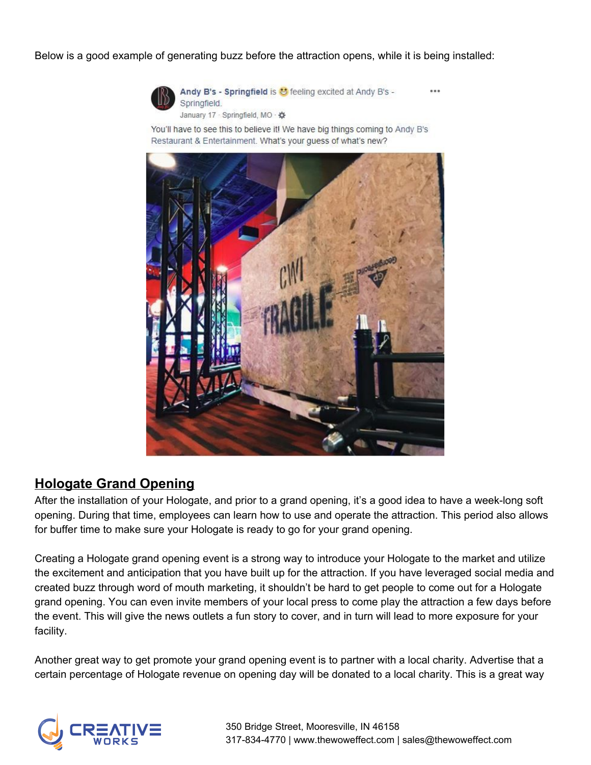Below is a good example of generating buzz before the attraction opens, while it is being installed:

## Hologate Grand Opening

After the installation of your Hologate, and prior to a grand opening, it's a good idea to have a week-long soft opening. During that time, employees can learn how to use and operate the attraction. This period also allows for buffer time to make sure your Hologate is ready to go for your grand opening.

Creating a Hologate grand opening event is a strong way to introduce your Hologate to the market and utilize the excitement and anticipation that you have built up for the attraction. If you have leveraged social media and created buzz through word of mouth marketing, it shouldn't be hard to get people to come out for a Hologate grand opening. You can even invite members of your local press to come play the attraction a few days before the event. This will give the news outlets a fun story to cover, and in turn will lead to more exposure for your facility.

Another great way to get promote your grand opening event is to partner with a local charity. Advertise that a certain percentage of Hologate revenue on opening day will be donated to a local charity. This is a great way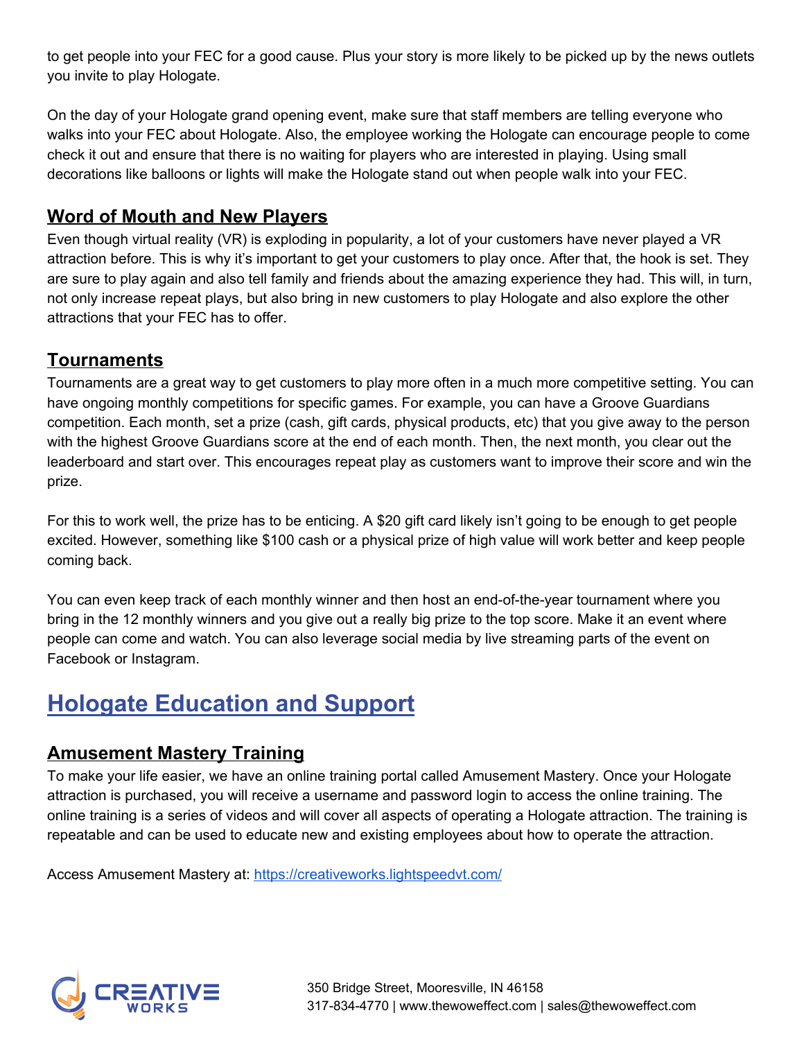to get people into your FEC for a good cause. Plus your story is more likely to be picked up by the news outlets you invite to play Hologate.

On the day of your Hologate grand opening event, make sure that staff members are telling everyone who walks into your FEC about Hologate. Also, the employee working the Hologate can encourage people to come check it out and ensure that there is no waiting for players who are interested in playing. Using small decorations like balloons or lights will make the Hologate stand out when people walk into your FEC.

### Word of Mouth and New Players

Even though virtual reality (VR) is exploding in popularity, a lot of your customers have never played a VR attraction before. This is why it's important to get your customers to play once. After that, the hook is set. They are sure to play again and also tell family and friends about the amazing experience they had. This will, in turn, not only increase repeat plays, but also bring in new customers to play Hologate and also explore the other attractions that your FEC has to offer.

### Tournaments

Tournaments are a great way to get customers to play more often in a much more competitive setting. You can have ongoing monthly competitions for specific games. For example, you can have a Groove Guardians competition. Each month, set a prize (cash, gift cards, physical products, etc) that you give away to the person with the highest Groove Guardians score at the end of each month. Then, the next month, you clear out the leaderboard and start over. This encourages repeat play as customers want to improve their score and win the prize.

For this to work well, the prize has to be enticing. A $20 gift card likely isn't going to be enough to get people excited. However, something like $100 cash or a physical prize of high value will work better and keep people coming back.

You can even keep track of each monthly winner and then host an end-of-the-year tournament where you bring in the 12 monthly winners and you give out a really big prize to the top score. Make it an event where people can come and watch. You can also leverage social media by live streaming parts of the event on Facebook or Instagram.

## Hologate Education and Support

### Amusement Mastery Training

To make your life easier, we have an online training portal called Amusement Mastery. Once your Hologate attraction is purchased, you will receive a username and password login to access the online training. The online training is a series of videos and will cover all aspects of operating a Hologate attraction. The training is repeatable and can be used to educate new and existing employees about how to operate the attraction.

Access Amusement Mastery at: https://creativeworks.lightspeedvt.com/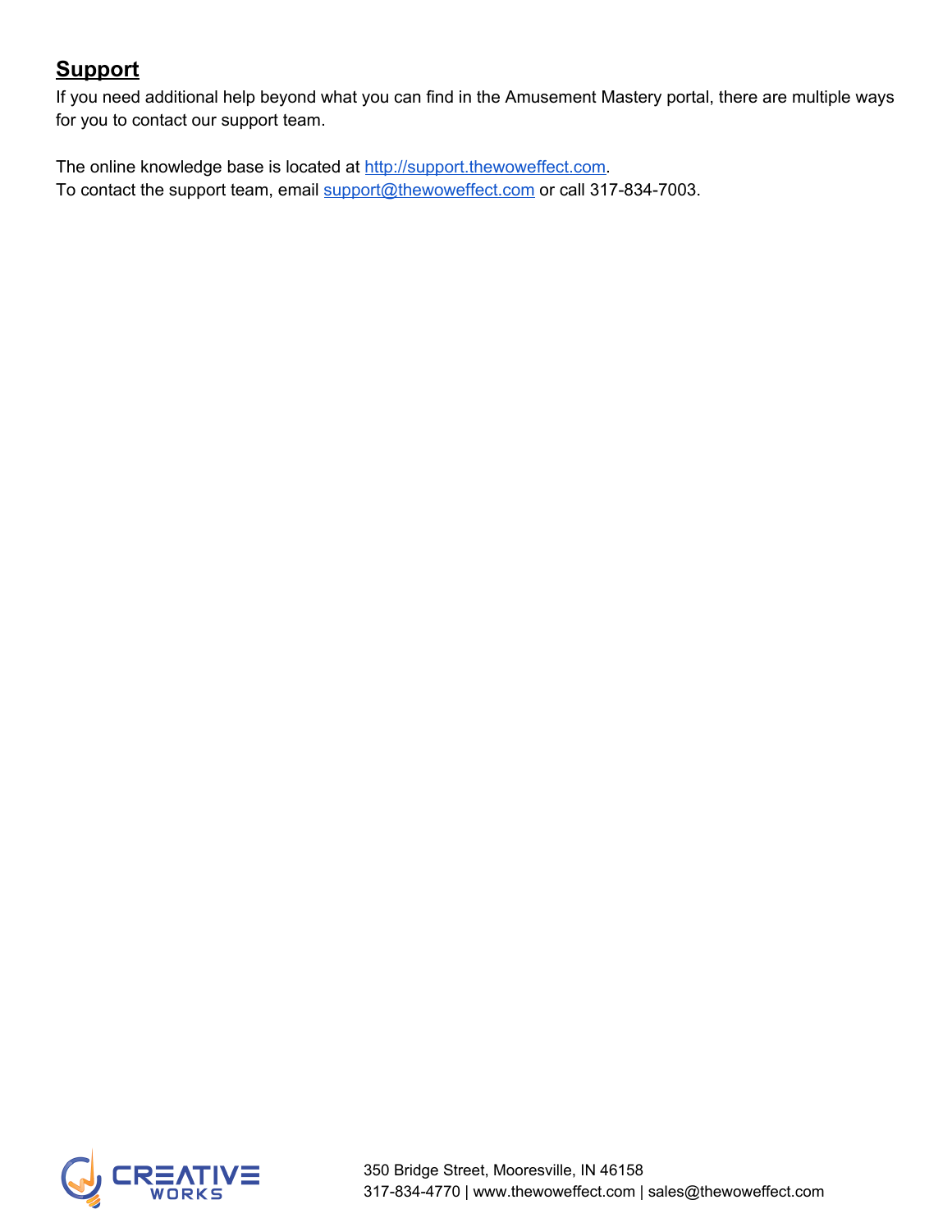## Support

If you need additional help beyond what you can find in the Amusement Mastery portal, there are multiple ways for you to contact our support team.

The online knowledge base is located at http://support.thewoweffect.com.
To contact the support team, email support@thewoweffect.com or call 317-834-7003.